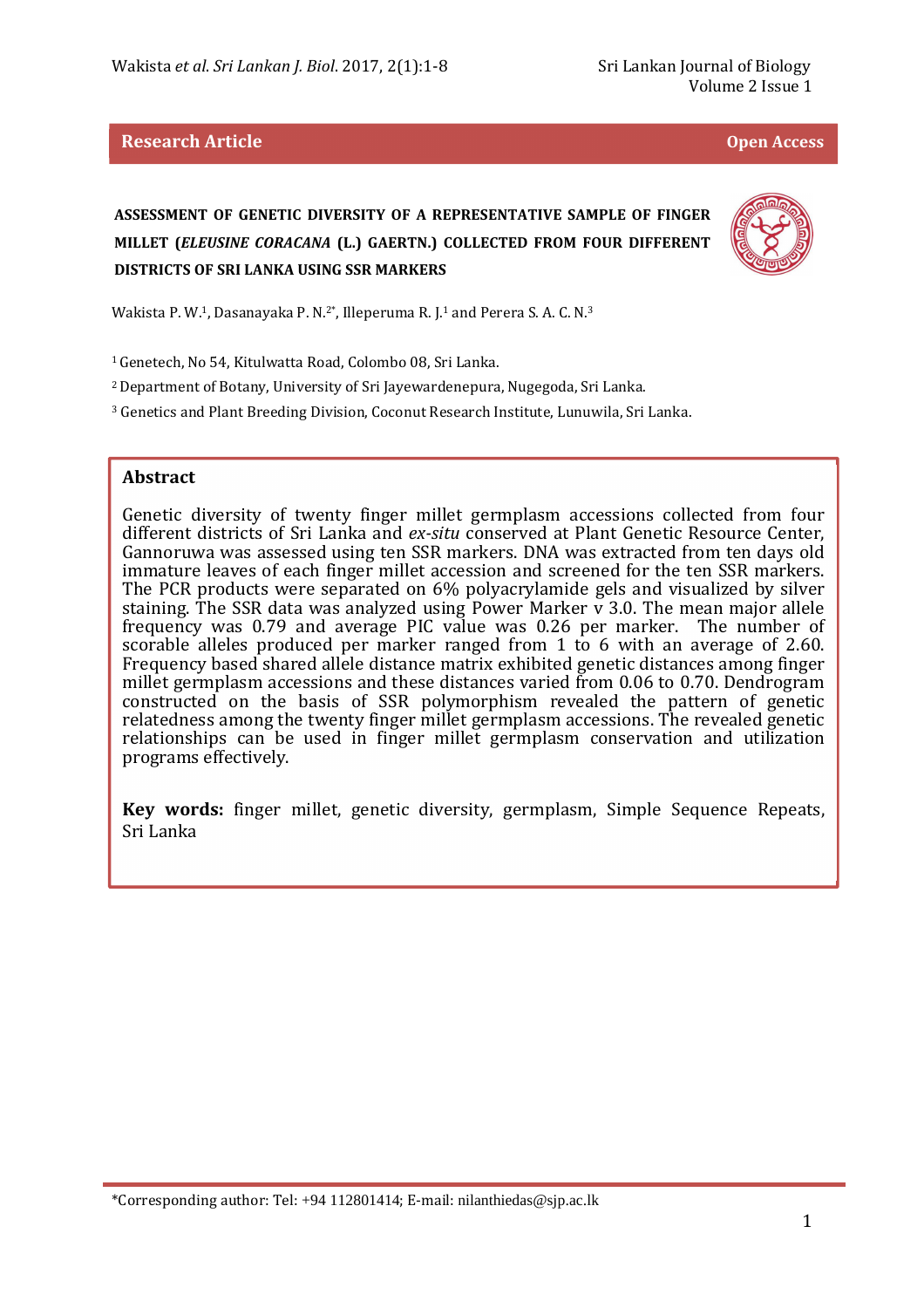**Research Article** **Open Access**

# ASSESSMENT OF GENETIC DIVERSITY OF A REPRESENTATIVE SAMPLE OF FINGER MILLET (*ELEUSINE CORACANA* (L.) GAERTN.) COLLECTED FROM FOUR DIFFERENT DISTRICTS OF SRI LANKA USING SSR MARKERS

Wakista P. W.[1], Dasanayaka P. N.[2*], Illeperuma R. J.[1] and Perera S. A. C. N.[3]

[1] Genetech, No 54, Kitulwatta Road, Colombo 08, Sri Lanka.

[2] Department of Botany, University of Sri Jayewardenepura, Nugegoda, Sri Lanka.

[3] Genetics and Plant Breeding Division, Coconut Research Institute, Lunuwila, Sri Lanka.

## Abstract

Genetic diversity of twenty finger millet germplasm accessions collected from four different districts of Sri Lanka and *ex-situ* conserved at Plant Genetic Resource Center, Gannoruwa was assessed using ten SSR markers. DNA was extracted from ten days old immature leaves of each finger millet accession and screened for the ten SSR markers. The PCR products were separated on 6% polyacrylamide gels and visualized by silver staining. The SSR data was analyzed using Power Marker v 3.0. The mean major allele frequency was 0.79 and average PIC value was 0.26 per marker. The number of scorable alleles produced per marker ranged from 1 to 6 with an average of 2.60. Frequency based shared allele distance matrix exhibited genetic distances among finger millet germplasm accessions and these distances varied from 0.06 to 0.70. Dendrogram constructed on the basis of SSR polymorphism revealed the pattern of genetic relatedness among the twenty finger millet germplasm accessions. The revealed genetic relationships can be used in finger millet germplasm conservation and utilization programs effectively.

**Key words:** finger millet, genetic diversity, germplasm, Simple Sequence Repeats, Sri Lanka

*Corresponding author: Tel: +94 112801414; E-mail: nilanthiedas@sjp.ac.lk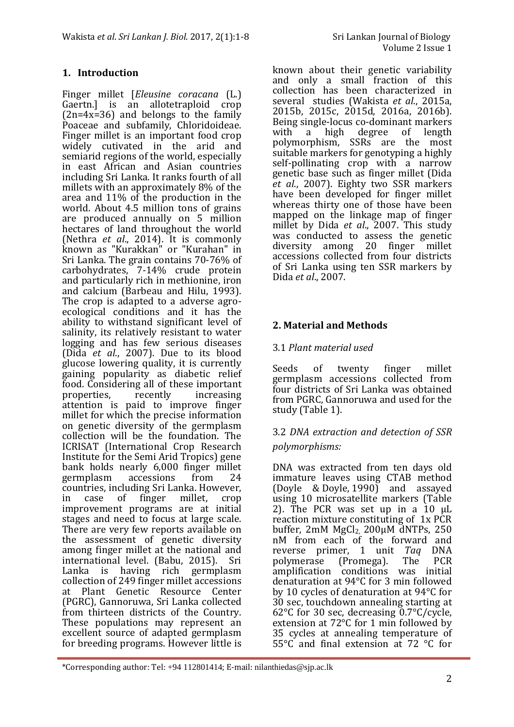## 1. Introduction

Finger millet [*Eleusine coracana* (L.) Gaertn.] is an allotetraploid crop (2n=4x=36) and belongs to the family Poaceae and subfamily, Chloridoideae. Finger millet is an important food crop widely cutivated in the arid and semiarid regions of the world, especially in east African and Asian countries including Sri Lanka. It ranks fourth of all millets with an approximately 8% of the area and 11% of the production in the world. About 4.5 million tons of grains are produced annually on 5 million hectares of land throughout the world (Nethra *et al*., 2014). It is commonly known as "Kurakkan" or "Kurahan" in Sri Lanka. The grain contains 70-76% of carbohydrates, 7-14% crude protein and particularly rich in methionine, iron and calcium (Barbeau and Hilu, 1993). The crop is adapted to a adverse agro-ecological conditions and it has the ability to withstand significant level of salinity, its relatively resistant to water logging and has few serious diseases (Dida *et al*., 2007). Due to its blood glucose lowering quality, it is currently gaining popularity as diabetic relief food. Considering all of these important properties, recently increasing attention is paid to improve finger millet for which the precise information on genetic diversity of the germplasm collection will be the foundation. The ICRISAT (International Crop Research Institute for the Semi Arid Tropics) gene bank holds nearly 6,000 finger millet germplasm accessions from 24 countries, including Sri Lanka. However, in case of finger millet, crop improvement programs are at initial stages and need to focus at large scale. There are very few reports available on the assessment of genetic diversity among finger millet at the national and international level. (Babu, 2015). Sri Lanka is having rich germplasm collection of 249 finger millet accessions at Plant Genetic Resource Center (PGRC), Gannoruwa, Sri Lanka collected from thirteen districts of the Country. These populations may represent an excellent source of adapted germplasm for breeding programs. However little is known about their genetic variability and only a small fraction of this collection has been characterized in several studies (Wakista *et al*., 2015a, 2015b, 2015c, 2015d, 2016a, 2016b). Being single-locus co-dominant markers with a high degree of length polymorphism, SSRs are the most suitable markers for genotyping a highly self-pollinating crop with a narrow genetic base such as finger millet (Dida *et al*., 2007). Eighty two SSR markers have been developed for finger millet whereas thirty one of those have been mapped on the linkage map of finger millet by Dida *et al*., 2007. This study was conducted to assess the genetic diversity among 20 finger millet accessions collected from four districts of Sri Lanka using ten SSR markers by Dida *et al*., 2007.

## 2. Material and Methods

### 3.1 *Plant material used*

Seeds of twenty finger millet germplasm accessions collected from four districts of Sri Lanka was obtained from PGRC, Gannoruwa and used for the study (Table 1).

### 3.2 *DNA extraction and detection of SSR polymorphisms:*

DNA was extracted from ten days old immature leaves using CTAB method (Doyle & Doyle, 1990) and assayed using 10 microsatellite markers (Table 2). The PCR was set up in a 10 µL reaction mixture constituting of 1x PCR buffer, 2mM $MgCl_2$, 200µM dNTPs, 250 nM from each of the forward and reverse primer, 1 unit *Taq* DNA polymerase (Promega). The PCR amplification conditions was initial denaturation at 94°C for 3 min followed by 10 cycles of denaturation at 94°C for 30 sec, touchdown annealing starting at 62°C for 30 sec, decreasing 0.7°C/cycle, extension at 72°C for 1 min followed by 35 cycles at annealing temperature of 55°C and final extension at 72 °C for

\*Corresponding author: Tel: +94 112801414; E-mail: nilanthiedas@sjp.ac.lk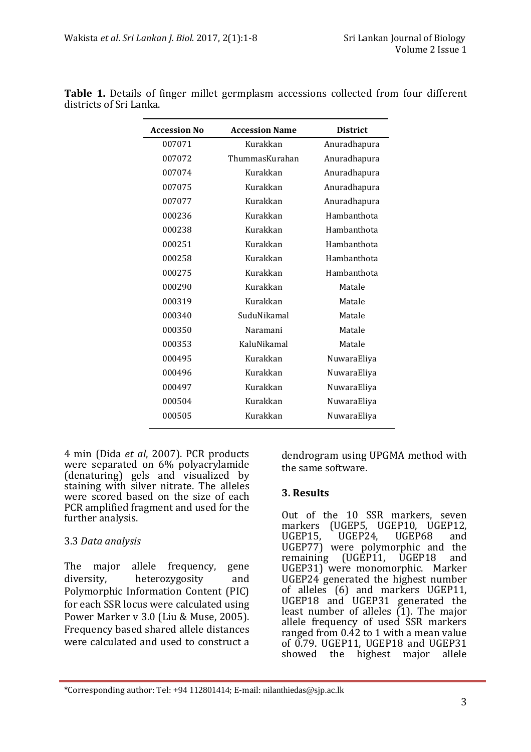**Table 1.** Details of finger millet germplasm accessions collected from four different districts of Sri Lanka.

| Accession No | Accession Name | District |
|---|---|---|
| 007071 | Kurakkan | Anuradhapura |
| 007072 | ThummasKurahan | Anuradhapura |
| 007074 | Kurakkan | Anuradhapura |
| 007075 | Kurakkan | Anuradhapura |
| 007077 | Kurakkan | Anuradhapura |
| 000236 | Kurakkan | Hambanthota |
| 000238 | Kurakkan | Hambanthota |
| 000251 | Kurakkan | Hambanthota |
| 000258 | Kurakkan | Hambanthota |
| 000275 | Kurakkan | Hambanthota |
| 000290 | Kurakkan | Matale |
| 000319 | Kurakkan | Matale |
| 000340 | SuduNikamal | Matale |
| 000350 | Naramani | Matale |
| 000353 | KaluNikamal | Matale |
| 000495 | Kurakkan | NuwaraEliya |
| 000496 | Kurakkan | NuwaraEliya |
| 000497 | Kurakkan | NuwaraEliya |
| 000504 | Kurakkan | NuwaraEliya |
| 000505 | Kurakkan | NuwaraEliya |

4 min (Dida *et al*, 2007). PCR products were separated on 6% polyacrylamide (denaturing) gels and visualized by staining with silver nitrate. The alleles were scored based on the size of each PCR amplified fragment and used for the further analysis.

### 3.3 *Data analysis*

The major allele frequency, gene diversity, heterozygosity and Polymorphic Information Content (PIC) for each SSR locus were calculated using Power Marker v 3.0 (Liu & Muse, 2005). Frequency based shared allele distances were calculated and used to construct a dendrogram using UPGMA method with the same software.

## 3. Results

Out of the 10 SSR markers, seven markers (UGEP5, UGEP10, UGEP12, UGEP15, UGEP24, UGEP68 and UGEP77) were polymorphic and the remaining (UGEP11, UGEP18 and UGEP31) were monomorphic. Marker UGEP24 generated the highest number of alleles (6) and markers UGEP11, UGEP18 and UGEP31 generated the least number of alleles (1). The major allele frequency of used SSR markers ranged from 0.42 to 1 with a mean value of 0.79. UGEP11, UGEP18 and UGEP31 showed the highest major allele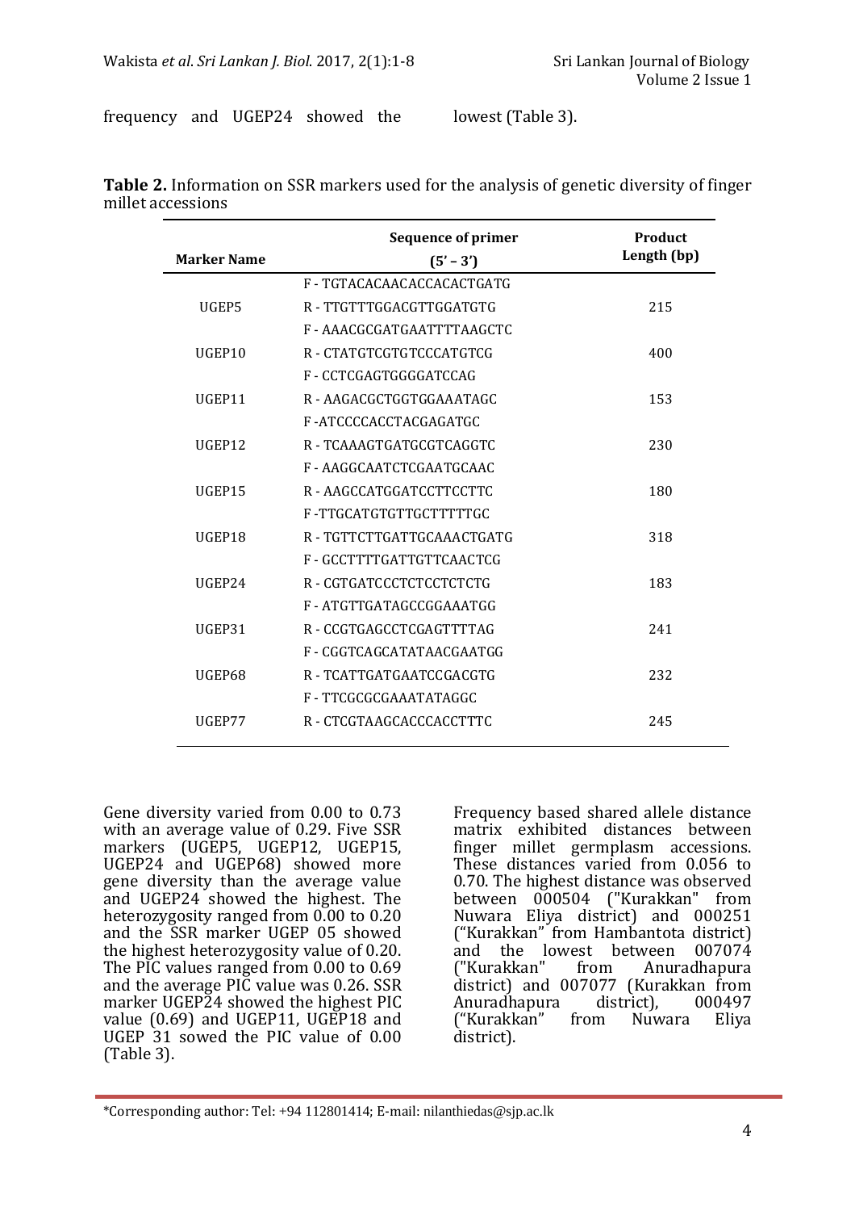frequency and UGEP24 showed the lowest (Table 3).

**Table 2.** Information on SSR markers used for the analysis of genetic diversity of finger millet accessions

| Marker Name | Sequence of primer (5' – 3') | Product Length (bp) |
|---|---|---|
| UGEP5 | F - TGTACACAACACCACACTGATG<br>R - TTGTTTGGACGTTGGATGTG | 215 |
| UGEP10 | F - AAACGCGATGAATTTTAAGCTC<br>R - CTATGTCGTGTCCCATGTCG | 400 |
| UGEP11 | F - CCTCGAGTGGGGATCCAG<br>R - AAGACGCTGGTGGAAATAGC | 153 |
| UGEP12 | F -ATCCCCACCTACGAGATGC<br>R - TCAAAGTGATGCGTCAGGTC | 230 |
| UGEP15 | F - AAGGCAATCTCGAATGCAAC<br>R - AAGCCATGGATCCTTCCTTC | 180 |
| UGEP18 | F -TTGCATGTGTTGCTTTTTGC<br>R - TGTTCTTGATTGCAAACTGATG | 318 |
| UGEP24 | F - GCCTTTTGATTGTTCAACTCG<br>R - CGTGATCCCTCTCCTCTCTG | 183 |
| UGEP31 | F - ATGTTGATAGCCGGAAATGG<br>R - CCGTGAGCCTCGAGTTTTAG | 241 |
| UGEP68 | F - CGGTCAGCATATAACGAATGG<br>R - TCATTGATGAATCCGACGTG | 232 |
| UGEP77 | F - TTCGCGCGAAATATAGGC<br>R - CTCGTAAGCACCCACCTTTC | 245 |

Gene diversity varied from 0.00 to 0.73 with an average value of 0.29. Five SSR markers (UGEP5, UGEP12, UGEP15, UGEP24 and UGEP68) showed more gene diversity than the average value and UGEP24 showed the highest. The heterozygosity ranged from 0.00 to 0.20 and the SSR marker UGEP 05 showed the highest heterozygosity value of 0.20. The PIC values ranged from 0.00 to 0.69 and the average PIC value was 0.26. SSR marker UGEP24 showed the highest PIC value (0.69) and UGEP11, UGEP18 and UGEP 31 sowed the PIC value of 0.00 (Table 3).

Frequency based shared allele distance matrix exhibited distances between finger millet germplasm accessions. These distances varied from 0.056 to 0.70. The highest distance was observed between 000504 ("Kurakkan" from Nuwara Eliya district) and 000251 ("Kurakkan" from Hambantota district) and the lowest between 007074 ("Kurakkan" from Anuradhapura district) and 007077 (Kurakkan from Anuradhapura district), 000497 ("Kurakkan" from Nuwara Eliya district).

*Corresponding author: Tel: +94 112801414; E-mail: nilanthiedas@sjp.ac.lk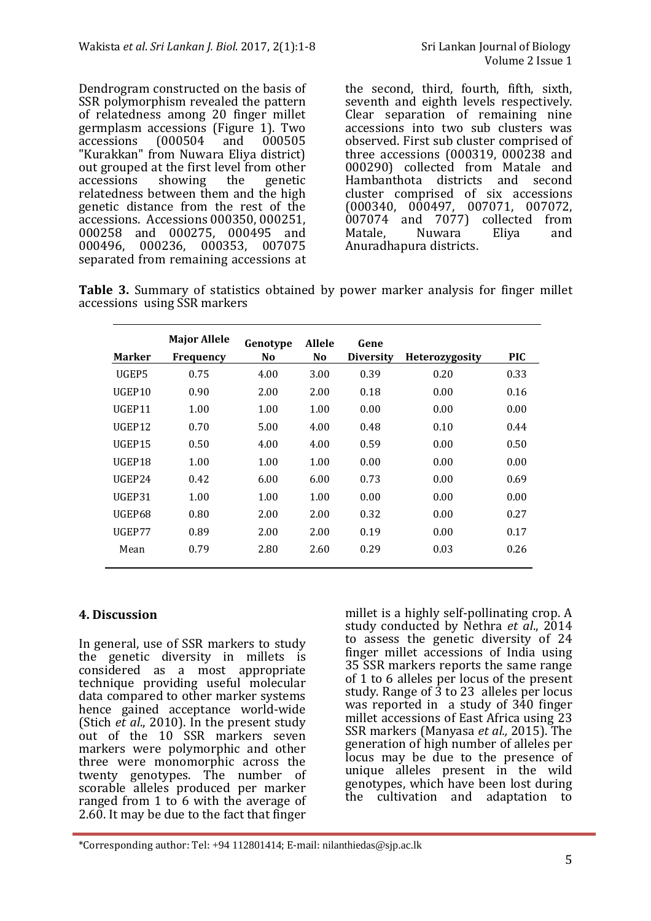Dendrogram constructed on the basis of SSR polymorphism revealed the pattern of relatedness among 20 finger millet germplasm accessions (Figure 1). Two accessions (000504 and 000505 "Kurakkan" from Nuwara Eliya district) out grouped at the first level from other accessions showing the genetic relatedness between them and the high genetic distance from the rest of the accessions. Accessions 000350, 000251, 000258 and 000275, 000495 and 000496, 000236, 000353, 007075 separated from remaining accessions at the second, third, fourth, fifth, sixth, seventh and eighth levels respectively. Clear separation of remaining nine accessions into two sub clusters was observed. First sub cluster comprised of three accessions (000319, 000238 and 000290) collected from Matale and Hambanthota districts and second cluster comprised of six accessions (000340, 000497, 007071, 007072, 007074 and 7077) collected from Matale, Nuwara Eliya and Anuradhapura districts.

**Table 3.** Summary of statistics obtained by power marker analysis for finger millet accessions using SSR markers

| Marker | Major Allele Frequency | Genotype No | Allele No | Gene Diversity | Heterozygosity | PIC |
|---|---|---|---|---|---|---|
| UGEP5 | 0.75 | 4.00 | 3.00 | 0.39 | 0.20 | 0.33 |
| UGEP10 | 0.90 | 2.00 | 2.00 | 0.18 | 0.00 | 0.16 |
| UGEP11 | 1.00 | 1.00 | 1.00 | 0.00 | 0.00 | 0.00 |
| UGEP12 | 0.70 | 5.00 | 4.00 | 0.48 | 0.10 | 0.44 |
| UGEP15 | 0.50 | 4.00 | 4.00 | 0.59 | 0.00 | 0.50 |
| UGEP18 | 1.00 | 1.00 | 1.00 | 0.00 | 0.00 | 0.00 |
| UGEP24 | 0.42 | 6.00 | 6.00 | 0.73 | 0.00 | 0.69 |
| UGEP31 | 1.00 | 1.00 | 1.00 | 0.00 | 0.00 | 0.00 |
| UGEP68 | 0.80 | 2.00 | 2.00 | 0.32 | 0.00 | 0.27 |
| UGEP77 | 0.89 | 2.00 | 2.00 | 0.19 | 0.00 | 0.17 |
| Mean | 0.79 | 2.80 | 2.60 | 0.29 | 0.03 | 0.26 |

## 4. Discussion

In general, use of SSR markers to study the genetic diversity in millets is considered as a most appropriate technique providing useful molecular data compared to other marker systems hence gained acceptance world-wide (Stich *et al*., 2010). In the present study out of the 10 SSR markers seven markers were polymorphic and other three were monomorphic across the twenty genotypes. The number of scorable alleles produced per marker ranged from 1 to 6 with the average of 2.60. It may be due to the fact that finger millet is a highly self-pollinating crop. A study conducted by Nethra *et al*., 2014 to assess the genetic diversity of 24 finger millet accessions of India using 35 SSR markers reports the same range of 1 to 6 alleles per locus of the present study. Range of 3 to 23 alleles per locus was reported in a study of 340 finger millet accessions of East Africa using 23 SSR markers (Manyasa *et al.,* 2015). The generation of high number of alleles per locus may be due to the presence of unique alleles present in the wild genotypes, which have been lost during the cultivation and adaptation to

*Corresponding author: Tel: +94 112801414; E-mail: nilanthiedas@sjp.ac.lk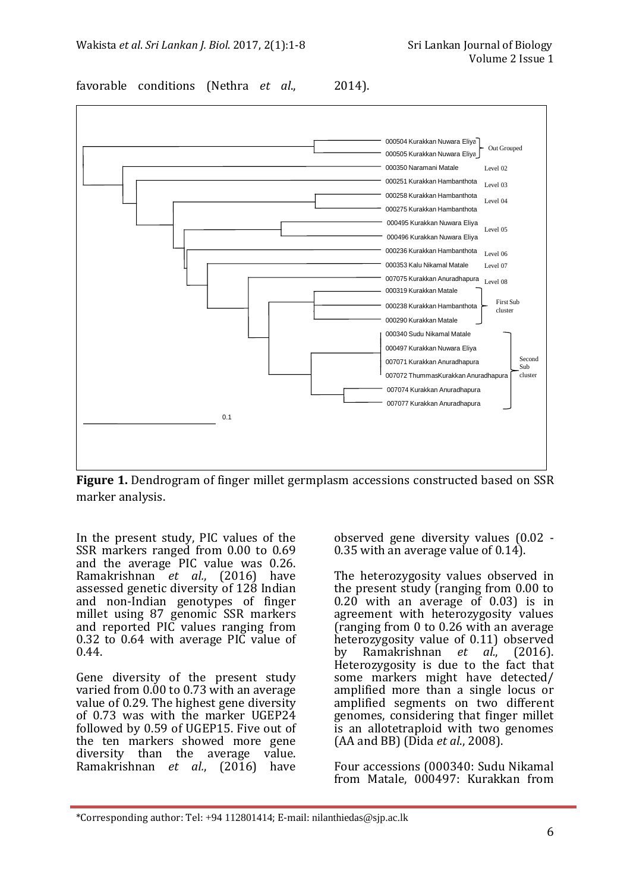favorable conditions (Nethra *et al*., 2014).

**Figure 1.** Dendrogram of finger millet germplasm accessions constructed based on SSR marker analysis.

In the present study, PIC values of the SSR markers ranged from 0.00 to 0.69 and the average PIC value was 0.26. Ramakrishnan *et al*., (2016) have assessed genetic diversity of 128 Indian and non-Indian genotypes of finger millet using 87 genomic SSR markers and reported PIC values ranging from 0.32 to 0.64 with average PIC value of 0.44.

Gene diversity of the present study varied from 0.00 to 0.73 with an average value of 0.29. The highest gene diversity of 0.73 was with the marker UGEP24 followed by 0.59 of UGEP15. Five out of the ten markers showed more gene diversity than the average value. Ramakrishnan *et al*., (2016) have observed gene diversity values (0.02 - 0.35 with an average value of 0.14).

The heterozygosity values observed in the present study (ranging from 0.00 to 0.20 with an average of 0.03) is in agreement with heterozygosity values (ranging from 0 to 0.26 with an average heterozygosity value of 0.11) observed by Ramakrishnan *et al*., (2016). Heterozygosity is due to the fact that some markers might have detected/ amplified more than a single locus or amplified segments on two different genomes, considering that finger millet is an allotetraploid with two genomes (AA and BB) (Dida *et al*., 2008).

Four accessions (000340: Sudu Nikamal from Matale, 000497: Kurakkan from

\*Corresponding author: Tel: +94 112801414; E-mail: nilanthiedas@sjp.ac.lk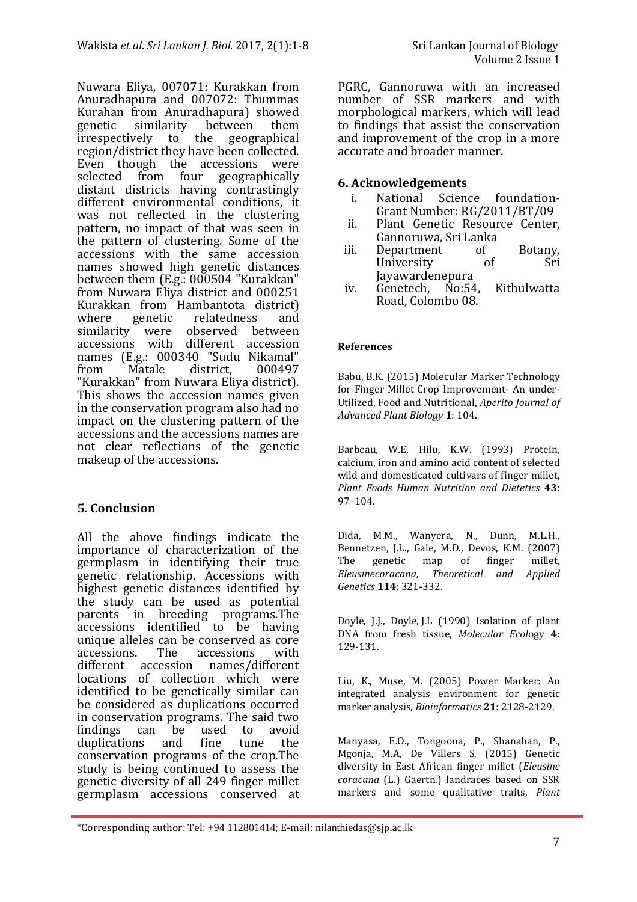Nuwara Eliya, 007071: Kurakkan from Anuradhapura and 007072: Thummas Kurahan from Anuradhapura) showed genetic similarity between them irrespectively to the geographical region/district they have been collected. Even though the accessions were selected from four geographically distant districts having contrastingly different environmental conditions, it was not reflected in the clustering pattern, no impact of that was seen in the pattern of clustering. Some of the accessions with the same accession names showed high genetic distances between them (E.g.: 000504 "Kurakkan" from Nuwara Eliya district and 000251 Kurakkan from Hambantota district) where genetic relatedness and similarity were observed between accessions with different accession names (E.g.: 000340 "Sudu Nikamal" from Matale district, 000497 "Kurakkan" from Nuwara Eliya district). This shows the accession names given in the conservation program also had no impact on the clustering pattern of the accessions and the accessions names are not clear reflections of the genetic makeup of the accessions.

## 5. Conclusion

All the above findings indicate the importance of characterization of the germplasm in identifying their true genetic relationship. Accessions with highest genetic distances identified by the study can be used as potential parents in breeding programs.The accessions identified to be having unique alleles can be conserved as core accessions. The accessions with different accession names/different locations of collection which were identified to be genetically similar can be considered as duplications occurred in conservation programs. The said two findings can be used to avoid duplications and fine tune the conservation programs of the crop.The study is being continued to assess the genetic diversity of all 249 finger millet germplasm accessions conserved at PGRC, Gannoruwa with an increased number of SSR markers and with morphological markers, which will lead to findings that assist the conservation and improvement of the crop in a more accurate and broader manner.

## 6. Acknowledgements

i. National Science foundation- Grant Number: RG/2011/BT/09
ii. Plant Genetic Resource Center, Gannoruwa, Sri Lanka
iii. Department of Botany, University of Sri Jayawardenepura
iv. Genetech, No:54, Kithulwatta Road, Colombo 08.

**References**

Babu, B.K. (2015) Molecular Marker Technology for Finger Millet Crop Improvement- An under-Utilized, Food and Nutritional, *Aperito Journal of Advanced Plant Biology* **1**: 104.

Barbeau, W.E, Hilu, K.W. (1993) Protein, calcium, iron and amino acid content of selected wild and domesticated cultivars of finger millet, *Plant Foods Human Nutrition and Dietetics* **43**: 97–104.

Dida, M.M., Wanyera, N., Dunn, M.L.H., Bennetzen, J.L., Gale, M.D., Devos, K.M. (2007) The genetic map of finger millet, *Eleusinecoracana, Theoretical and Applied Genetics* **114**: 321-332.

Doyle, J.J., Doyle, J.L (1990) Isolation of plant DNA from fresh tissue, *Molecular Ecology* **4**: 129-131.

Liu, K., Muse, M. (2005) Power Marker: An integrated analysis environment for genetic marker analysis, *Bioinformatics* **21**: 2128-2129.

Manyasa, E.O., Tongoona, P., Shanahan, P., Mgonja, M.A, De Villers S. (2015) Genetic diversity in East African finger millet (*Eleusine coracana* (L.) Gaertn.) landraces based on SSR markers and some qualitative traits, *Plant*

*Corresponding author: Tel: +94 112801414; E-mail: nilanthiedas@sjp.ac.lk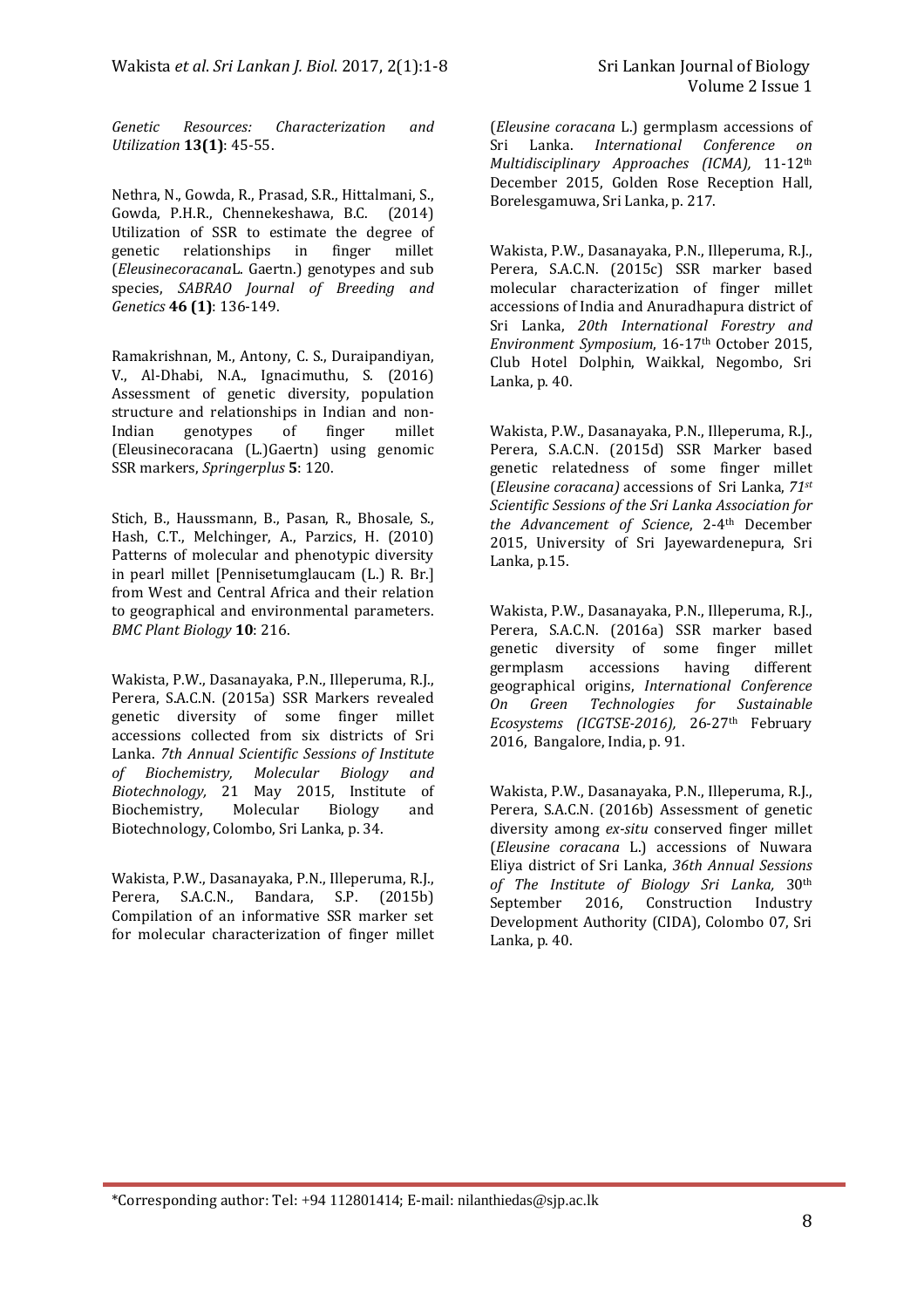*Genetic Resources: Characterization and Utilization* **13(1)**: 45-55.

Nethra, N., Gowda, R., Prasad, S.R., Hittalmani, S., Gowda, P.H.R., Chennekeshawa, B.C. (2014) Utilization of SSR to estimate the degree of genetic relationships in finger millet (*Eleusinecoracana*L. Gaertn.) genotypes and sub species, *SABRAO Journal of Breeding and Genetics* **46 (1)**: 136-149.

Ramakrishnan, M., Antony, C. S., Duraipandiyan, V., Al-Dhabi, N.A., Ignacimuthu, S. (2016) Assessment of genetic diversity, population structure and relationships in Indian and non-Indian genotypes of finger millet (Eleusinecoracana (L.)Gaertn) using genomic SSR markers, *Springerplus* **5**: 120.

Stich, B., Haussmann, B., Pasan, R., Bhosale, S., Hash, C.T., Melchinger, A., Parzics, H. (2010) Patterns of molecular and phenotypic diversity in pearl millet [Pennisetumglaucam (L.) R. Br.] from West and Central Africa and their relation to geographical and environmental parameters. *BMC Plant Biology* **10**: 216.

Wakista, P.W., Dasanayaka, P.N., Illeperuma, R.J., Perera, S.A.C.N. (2015a) SSR Markers revealed genetic diversity of some finger millet accessions collected from six districts of Sri Lanka. *7th Annual Scientific Sessions of Institute of Biochemistry, Molecular Biology and Biotechnology,* 21 May 2015, Institute of Biochemistry, Molecular Biology and Biotechnology, Colombo, Sri Lanka, p. 34.

Wakista, P.W., Dasanayaka, P.N., Illeperuma, R.J., Perera, S.A.C.N., Bandara, S.P. (2015b) Compilation of an informative SSR marker set for molecular characterization of finger millet (*Eleusine coracana* L.) germplasm accessions of Sri Lanka. *International Conference on Multidisciplinary Approaches (ICMA),* 11-12th December 2015, Golden Rose Reception Hall, Borelesgamuwa, Sri Lanka, p. 217.

Wakista, P.W., Dasanayaka, P.N., Illeperuma, R.J., Perera, S.A.C.N. (2015c) SSR marker based molecular characterization of finger millet accessions of India and Anuradhapura district of Sri Lanka, *20th International Forestry and Environment Symposium*, 16-17th October 2015, Club Hotel Dolphin, Waikkal, Negombo, Sri Lanka, p. 40.

Wakista, P.W., Dasanayaka, P.N., Illeperuma, R.J., Perera, S.A.C.N. (2015d) SSR Marker based genetic relatedness of some finger millet (*Eleusine coracana)* accessions of Sri Lanka, *71st Scientific Sessions of the Sri Lanka Association for the Advancement of Science*, 2-4th December 2015, University of Sri Jayewardenepura, Sri Lanka, p.15.

Wakista, P.W., Dasanayaka, P.N., Illeperuma, R.J., Perera, S.A.C.N. (2016a) SSR marker based genetic diversity of some finger millet germplasm accessions having different geographical origins, *International Conference On Green Technologies for Sustainable Ecosystems (ICGTSE-2016),* 26-27th February 2016, Bangalore, India, p. 91.

Wakista, P.W., Dasanayaka, P.N., Illeperuma, R.J., Perera, S.A.C.N. (2016b) Assessment of genetic diversity among *ex-situ* conserved finger millet (*Eleusine coracana* L.) accessions of Nuwara Eliya district of Sri Lanka, *36th Annual Sessions of The Institute of Biology Sri Lanka,* 30th September 2016, Construction Industry Development Authority (CIDA), Colombo 07, Sri Lanka, p. 40.

\*Corresponding author: Tel: +94 112801414; E-mail: nilanthiedas@sjp.ac.lk